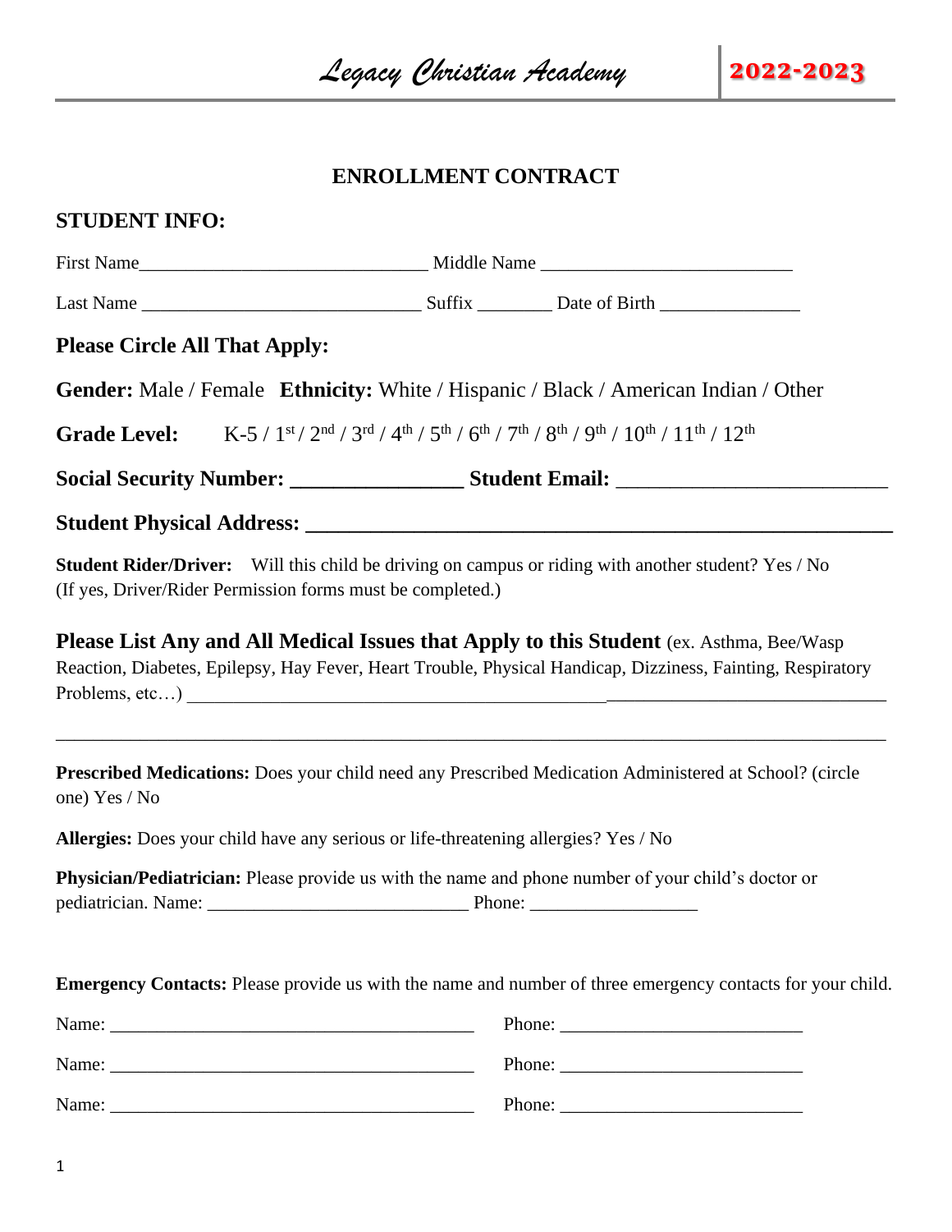*Legacy Christian Academy* **2022-2023**

# ENROLLMENT CONTRACT

## STUDENT INFO:

First Name_______________________________ Middle Name ___________________________

Last Name ______________________________ Suffix ________ Date of Birth _______________

**Please Circle All That Apply:**

**Gender:** Male / Female **Ethnicity:** White / Hispanic / Black / American Indian / Other

**Grade Level:** K-5 / 1st / 2nd / 3rd / 4th / 5th / 6th / 7th / 8th / 9th / 10th / 11th / 12th

**Social Security Number: _______________ Student Email:** _________________________

**Student Physical Address: _______________________________________________________**

**Student Rider/Driver:** Will this child be driving on campus or riding with another student? Yes / No (If yes, Driver/Rider Permission forms must be completed.)

**Please List Any and All Medical Issues that Apply to this Student** (ex. Asthma, Bee/Wasp Reaction, Diabetes, Epilepsy, Hay Fever, Heart Trouble, Physical Handicap, Dizziness, Fainting, Respiratory Problems, etc…) ____________________________________________________________________________

______________________________________________________________________________

**Prescribed Medications:** Does your child need any Prescribed Medication Administered at School? (circle one) Yes / No

**Allergies:** Does your child have any serious or life-threatening allergies? Yes / No

**Physician/Pediatrician:** Please provide us with the name and phone number of your child's doctor or pediatrician. Name: ____________________________ Phone: _________________

**Emergency Contacts:** Please provide us with the name and number of three emergency contacts for your child.

Name: ________________________________________ Phone: __________________________

Name: ________________________________________ Phone: __________________________

Name: ________________________________________ Phone: __________________________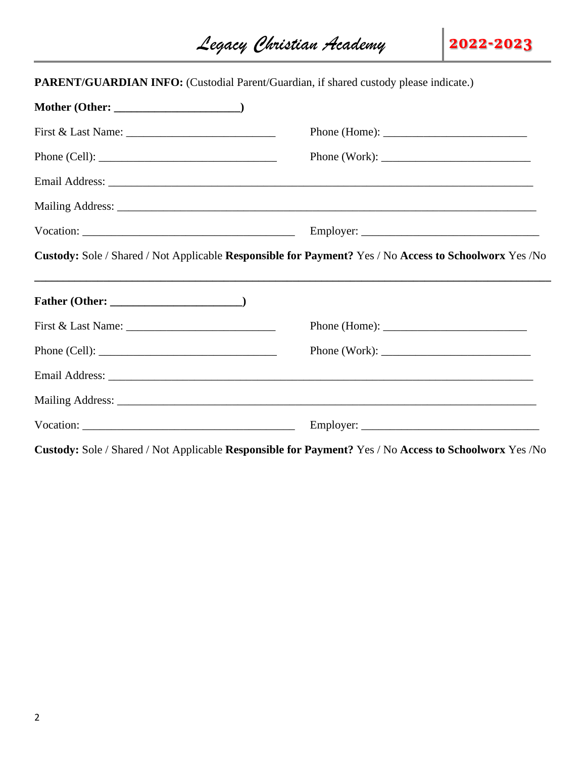**PARENT/GUARDIAN INFO:** (Custodial Parent/Guardian, if shared custody please indicate.)

**Mother (Other: ______________________)**

First & Last Name: ___________________________ Phone (Home): _________________________

Phone (Cell): ________________________________ Phone (Work): __________________________

Email Address: ________________________________________________________________________

Mailing Address: ______________________________________________________________________

Vocation: ______________________________________ Employer: _______________________________

**Custody:** Sole / Shared / Not Applicable **Responsible for Payment?** Yes / No **Access to Schoolworx** Yes /No

---

**Father (Other: _______________________)**

First & Last Name: ___________________________ Phone (Home): _________________________

Phone (Cell): ________________________________ Phone (Work): __________________________

Email Address: ________________________________________________________________________

Mailing Address: ______________________________________________________________________

Vocation: ______________________________________ Employer: _______________________________

**Custody:** Sole / Shared / Not Applicable **Responsible for Payment?** Yes / No **Access to Schoolworx** Yes /No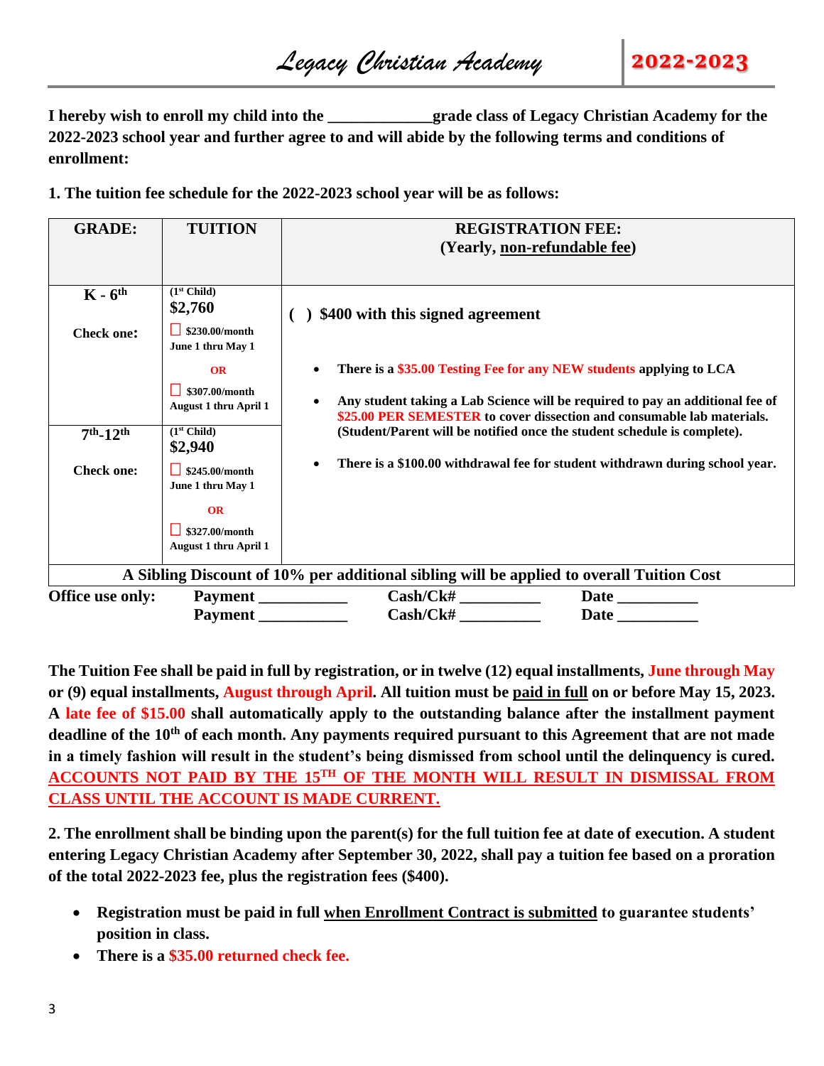*Legacy Christian Academy* **2022-2023**

**I hereby wish to enroll my child into the ____________grade class of Legacy Christian Academy for the 2022-2023 school year and further agree to and will abide by the following terms and conditions of enrollment:**

**1. The tuition fee schedule for the 2022-2023 school year will be as follows:**

| GRADE: | TUITION | REGISTRATION FEE: (Yearly, non-refundable fee) |
|---|---|---|
| **K - 6th** Check one: | (1st Child) **$2,760** ☐ $230.00/month June 1 thru May 1 **OR** ☐ $307.00/month August 1 thru April 1 | ( ) $400 with this signed agreement<br>• There is a $35.00 Testing Fee for any NEW students applying to LCA<br>• Any student taking a Lab Science will be required to pay an additional fee of $25.00 PER SEMESTER to cover dissection and consumable lab materials. (Student/Parent will be notified once the student schedule is complete).<br>• There is a $100.00 withdrawal fee for student withdrawn during school year. |
| **7th-12th** Check one: | (1st Child) **$2,940** ☐ $245.00/month June 1 thru May 1 **OR** ☐ $327.00/month August 1 thru April 1 | |
| **A Sibling Discount of 10% per additional sibling will be applied to overall Tuition Cost** | | |

**Office use only:** Payment __________ Cash/Ck# __________ Date __________
Payment __________ Cash/Ck# __________ Date __________

**The Tuition Fee shall be paid in full by registration, or in twelve (12) equal installments, June through May or (9) equal installments, August through April. All tuition must be paid in full on or before May 15, 2023. A late fee of $15.00 shall automatically apply to the outstanding balance after the installment payment deadline of the 10th of each month. Any payments required pursuant to this Agreement that are not made in a timely fashion will result in the student's being dismissed from school until the delinquency is cured. ACCOUNTS NOT PAID BY THE 15TH OF THE MONTH WILL RESULT IN DISMISSAL FROM CLASS UNTIL THE ACCOUNT IS MADE CURRENT.**

**2. The enrollment shall be binding upon the parent(s) for the full tuition fee at date of execution. A student entering Legacy Christian Academy after September 30, 2022, shall pay a tuition fee based on a proration of the total 2022-2023 fee, plus the registration fees ($400).**

- **Registration must be paid in full when Enrollment Contract is submitted to guarantee students' position in class.**
- **There is a $35.00 returned check fee.**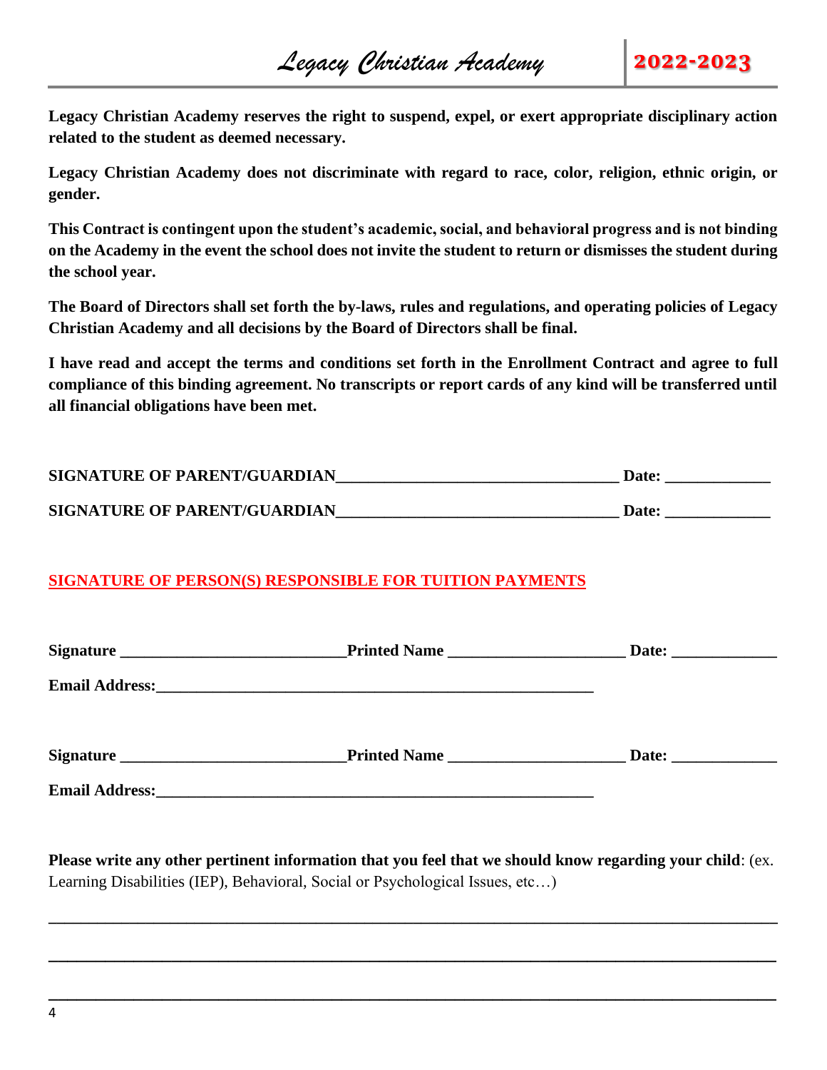**Legacy Christian Academy reserves the right to suspend, expel, or exert appropriate disciplinary action related to the student as deemed necessary.**

**Legacy Christian Academy does not discriminate with regard to race, color, religion, ethnic origin, or gender.**

**This Contract is contingent upon the student's academic, social, and behavioral progress and is not binding on the Academy in the event the school does not invite the student to return or dismisses the student during the school year.**

**The Board of Directors shall set forth the by-laws, rules and regulations, and operating policies of Legacy Christian Academy and all decisions by the Board of Directors shall be final.**

**I have read and accept the terms and conditions set forth in the Enrollment Contract and agree to full compliance of this binding agreement. No transcripts or report cards of any kind will be transferred until all financial obligations have been met.**

**SIGNATURE OF PARENT/GUARDIAN**__________________________________ **Date:** ____________

**SIGNATURE OF PARENT/GUARDIAN**__________________________________ **Date:** ____________

**SIGNATURE OF PERSON(S) RESPONSIBLE FOR TUITION PAYMENTS**

**Signature** ___________________________**Printed Name** _____________________ **Date:** ____________

**Email Address:**_____________________________________________________

**Signature** ___________________________**Printed Name** _____________________ **Date:** ____________

**Email Address:**_____________________________________________________

**Please write any other pertinent information that you feel that we should know regarding your child**: (ex. Learning Disabilities (IEP), Behavioral, Social or Psychological Issues, etc…)

______________________________________________________________________________

______________________________________________________________________________

______________________________________________________________________________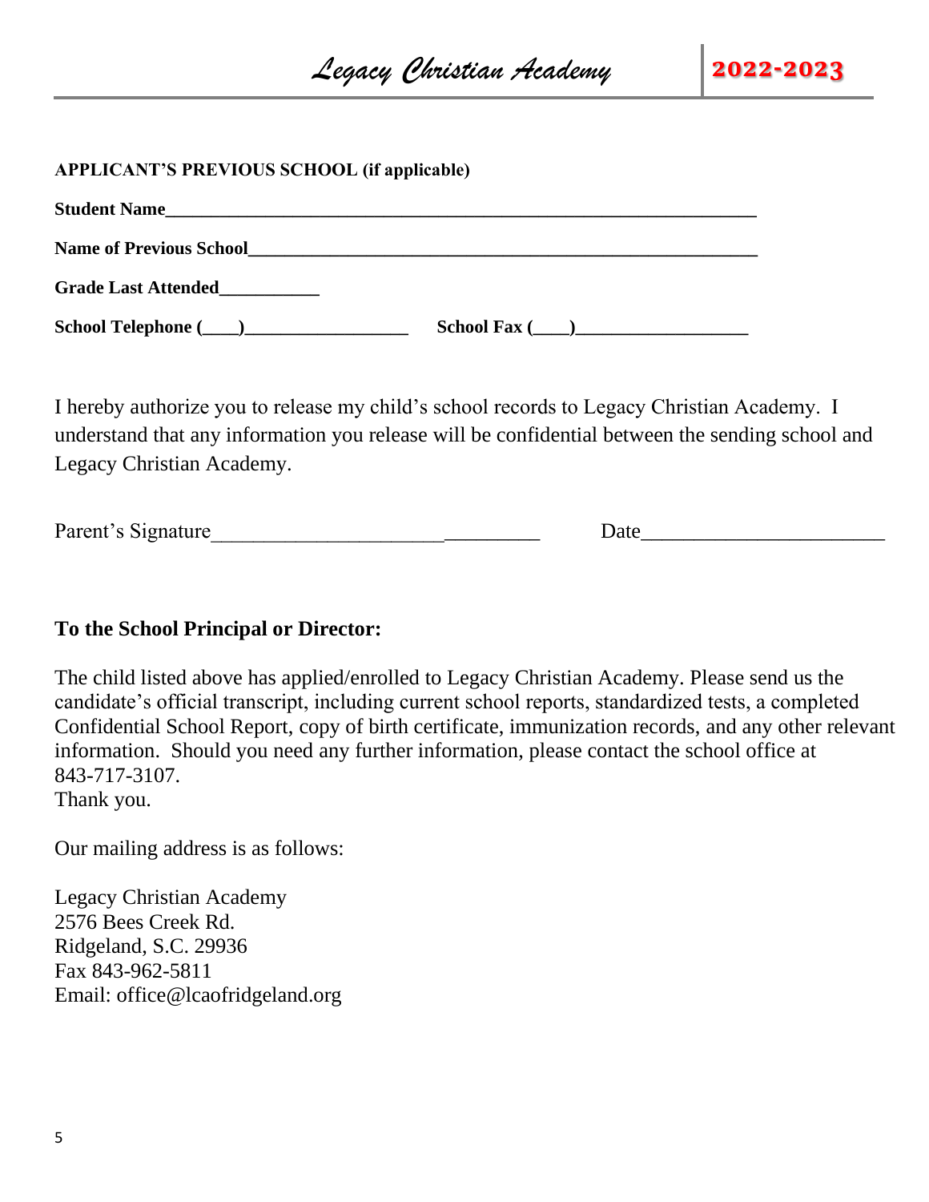**APPLICANT'S PREVIOUS SCHOOL (if applicable)**

**Student Name**_______________________________________________________________

**Name of Previous School**______________________________________________________

**Grade Last Attended**___________

**School Telephone (\_\_\_\_)**__________________ **School Fax (\_\_\_\_)**___________________

I hereby authorize you to release my child's school records to Legacy Christian Academy. I understand that any information you release will be confidential between the sending school and Legacy Christian Academy.

Parent's Signature_______________________________ Date_______________________

**To the School Principal or Director:**

The child listed above has applied/enrolled to Legacy Christian Academy. Please send us the candidate's official transcript, including current school reports, standardized tests, a completed Confidential School Report, copy of birth certificate, immunization records, and any other relevant information. Should you need any further information, please contact the school office at 843-717-3107.
Thank you.

Our mailing address is as follows:

Legacy Christian Academy
2576 Bees Creek Rd.
Ridgeland, S.C. 29936
Fax 843-962-5811
Email: office@lcaofridgeland.org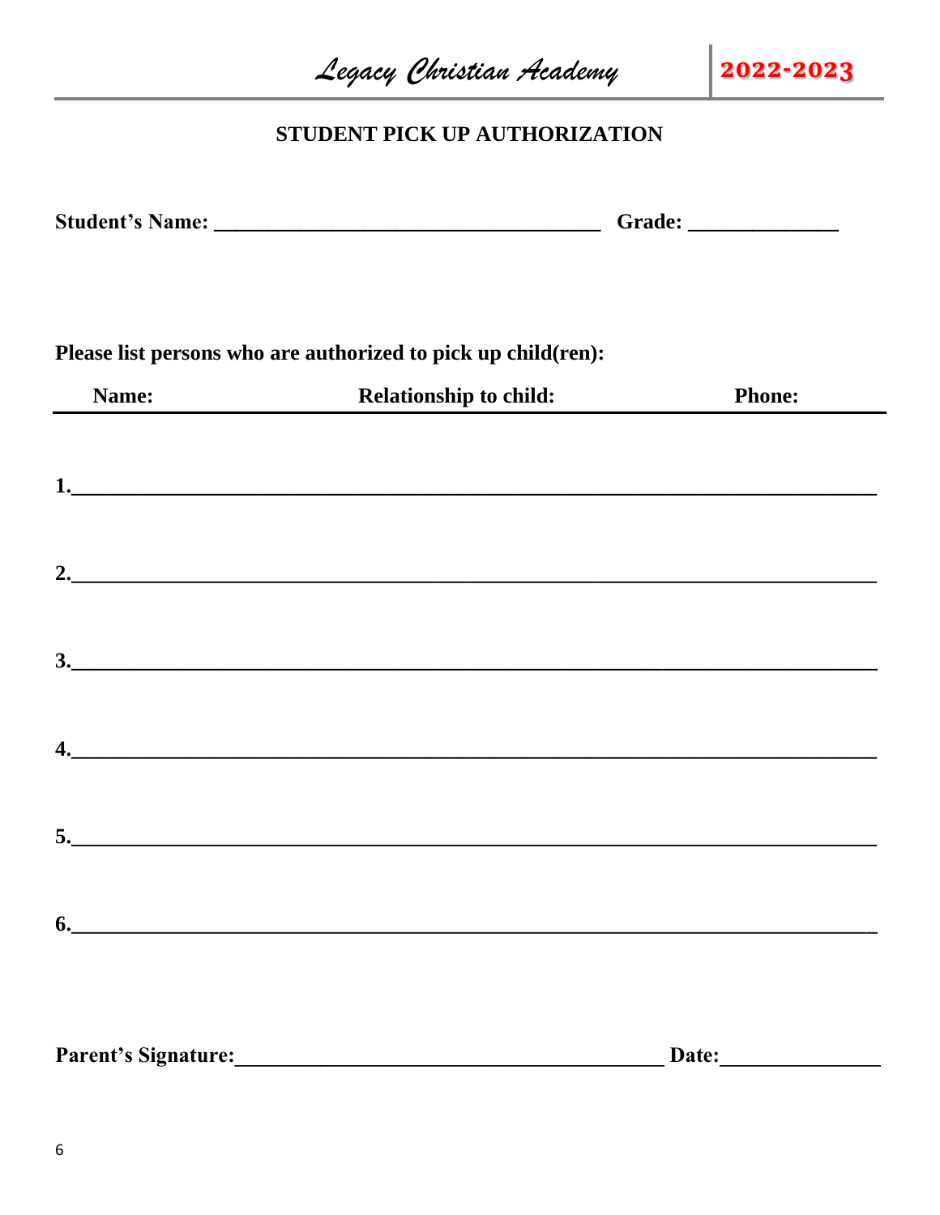## STUDENT PICK UP AUTHORIZATION

**Student's Name: ____________________________________ Grade: ______________**

**Please list persons who are authorized to pick up child(ren):**

| Name: | Relationship to child: | Phone: |
|---|---|---|

**1.**___________________________________________________________________________

**2.**___________________________________________________________________________

**3.**___________________________________________________________________________

**4.**___________________________________________________________________________

**5.**___________________________________________________________________________

**6.**___________________________________________________________________________

**Parent's Signature:_________________________________________ Date:_______________**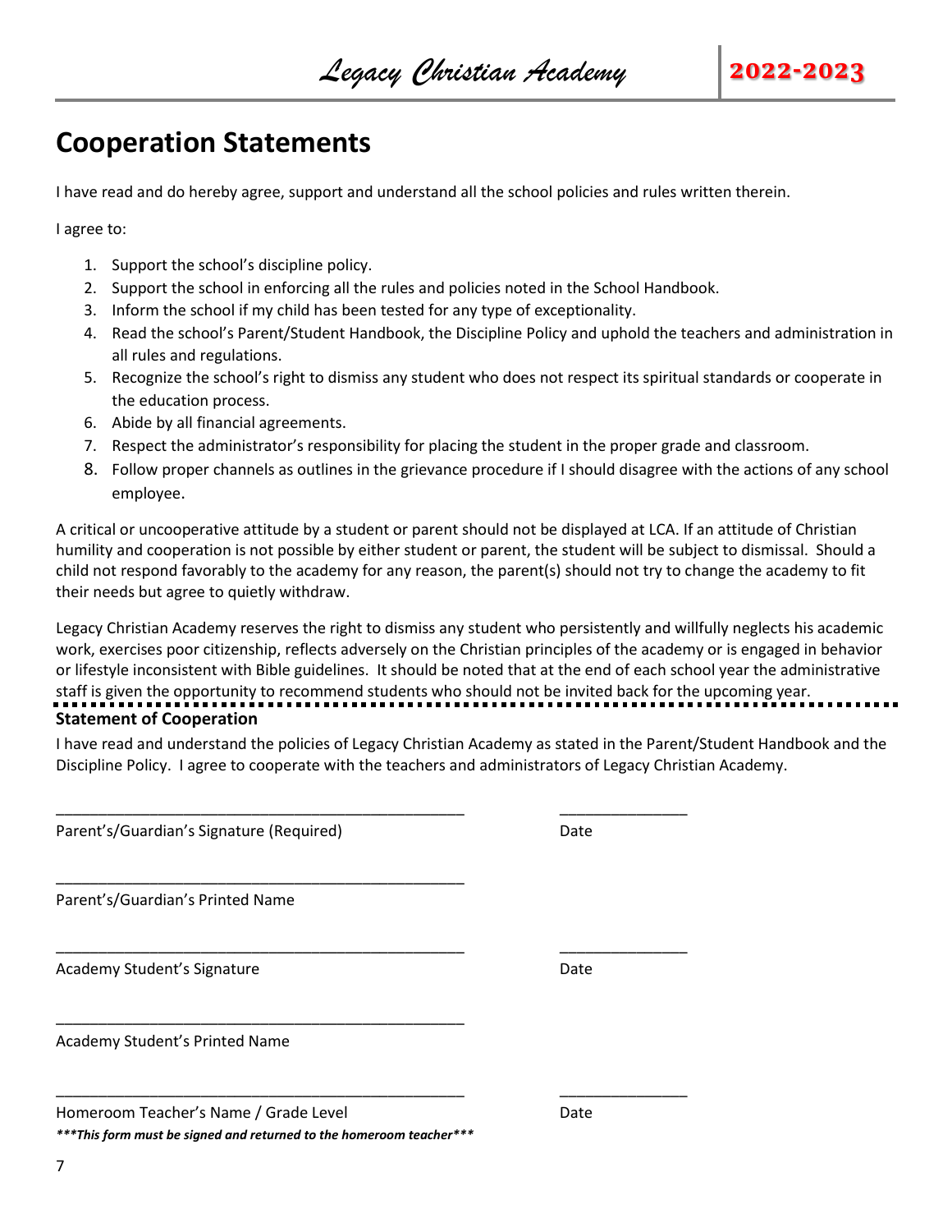# Cooperation Statements

I have read and do hereby agree, support and understand all the school policies and rules written therein.

I agree to:

1. Support the school's discipline policy.
2. Support the school in enforcing all the rules and policies noted in the School Handbook.
3. Inform the school if my child has been tested for any type of exceptionality.
4. Read the school's Parent/Student Handbook, the Discipline Policy and uphold the teachers and administration in all rules and regulations.
5. Recognize the school's right to dismiss any student who does not respect its spiritual standards or cooperate in the education process.
6. Abide by all financial agreements.
7. Respect the administrator's responsibility for placing the student in the proper grade and classroom.
8. Follow proper channels as outlines in the grievance procedure if I should disagree with the actions of any school employee.

A critical or uncooperative attitude by a student or parent should not be displayed at LCA. If an attitude of Christian humility and cooperation is not possible by either student or parent, the student will be subject to dismissal. Should a child not respond favorably to the academy for any reason, the parent(s) should not try to change the academy to fit their needs but agree to quietly withdraw.

Legacy Christian Academy reserves the right to dismiss any student who persistently and willfully neglects his academic work, exercises poor citizenship, reflects adversely on the Christian principles of the academy or is engaged in behavior or lifestyle inconsistent with Bible guidelines. It should be noted that at the end of each school year the administrative staff is given the opportunity to recommend students who should not be invited back for the upcoming year.

---

**Statement of Cooperation**

I have read and understand the policies of Legacy Christian Academy as stated in the Parent/Student Handbook and the Discipline Policy. I agree to cooperate with the teachers and administrators of Legacy Christian Academy.

_______________________________________________ ______________

Parent's/Guardian's Signature (Required) Date

_______________________________________________

Parent's/Guardian's Printed Name

_______________________________________________ ______________

Academy Student's Signature Date

_______________________________________________

Academy Student's Printed Name

_______________________________________________ ______________

Homeroom Teacher's Name / Grade Level Date

***\*\*\*This form must be signed and returned to the homeroom teacher\*\*\****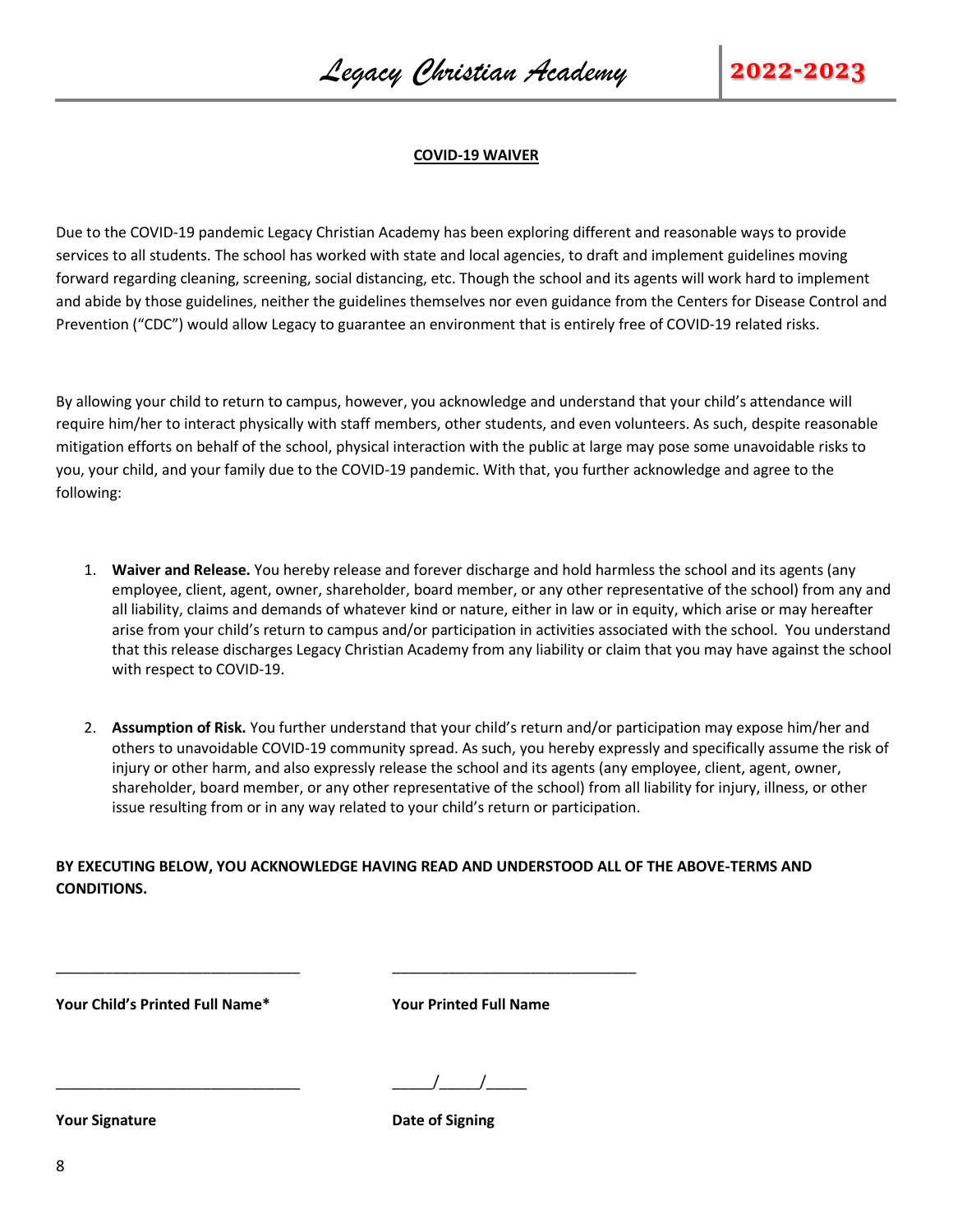## COVID-19 WAIVER

Due to the COVID-19 pandemic Legacy Christian Academy has been exploring different and reasonable ways to provide services to all students. The school has worked with state and local agencies, to draft and implement guidelines moving forward regarding cleaning, screening, social distancing, etc. Though the school and its agents will work hard to implement and abide by those guidelines, neither the guidelines themselves nor even guidance from the Centers for Disease Control and Prevention ("CDC") would allow Legacy to guarantee an environment that is entirely free of COVID-19 related risks.

By allowing your child to return to campus, however, you acknowledge and understand that your child's attendance will require him/her to interact physically with staff members, other students, and even volunteers. As such, despite reasonable mitigation efforts on behalf of the school, physical interaction with the public at large may pose some unavoidable risks to you, your child, and your family due to the COVID-19 pandemic. With that, you further acknowledge and agree to the following:

1. **Waiver and Release.** You hereby release and forever discharge and hold harmless the school and its agents (any employee, client, agent, owner, shareholder, board member, or any other representative of the school) from any and all liability, claims and demands of whatever kind or nature, either in law or in equity, which arise or may hereafter arise from your child's return to campus and/or participation in activities associated with the school. You understand that this release discharges Legacy Christian Academy from any liability or claim that you may have against the school with respect to COVID-19.

2. **Assumption of Risk.** You further understand that your child's return and/or participation may expose him/her and others to unavoidable COVID-19 community spread. As such, you hereby expressly and specifically assume the risk of injury or other harm, and also expressly release the school and its agents (any employee, client, agent, owner, shareholder, board member, or any other representative of the school) from all liability for injury, illness, or other issue resulting from or in any way related to your child's return or participation.

**BY EXECUTING BELOW, YOU ACKNOWLEDGE HAVING READ AND UNDERSTOOD ALL OF THE ABOVE-TERMS AND CONDITIONS.**

______________________________ ______________________________

**Your Child's Printed Full Name*** **Your Printed Full Name**

______________________________ _____/_____/_____

**Your Signature** **Date of Signing**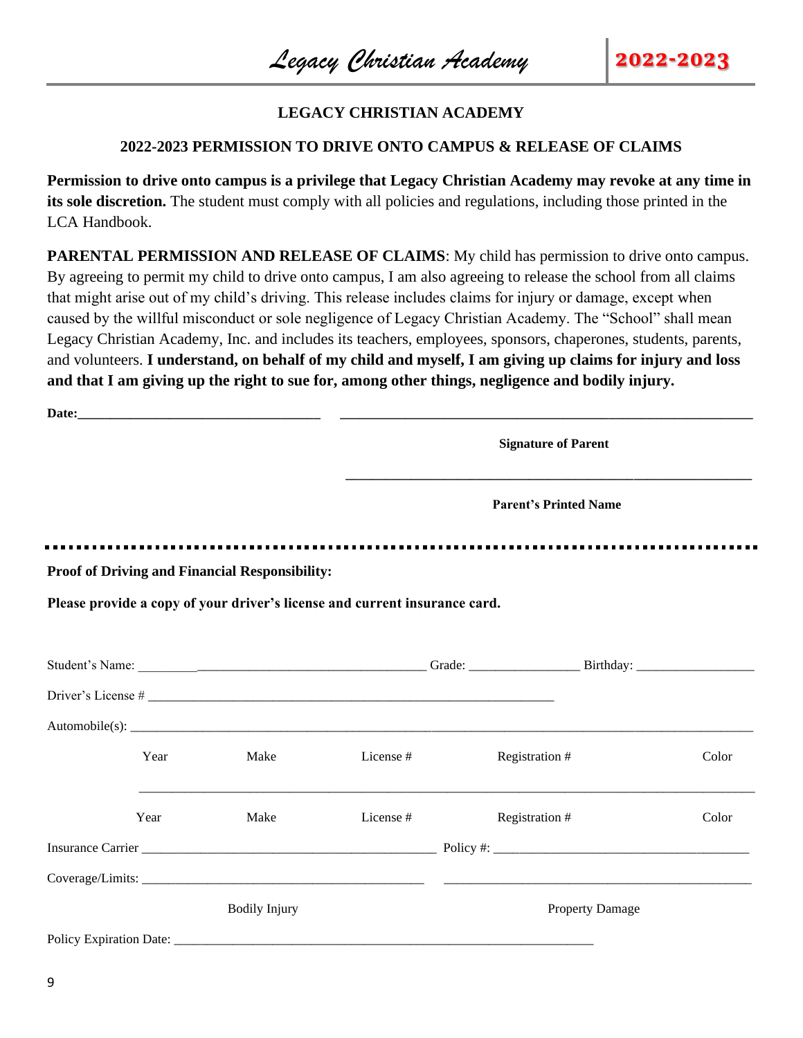## LEGACY CHRISTIAN ACADEMY

### 2022-2023 PERMISSION TO DRIVE ONTO CAMPUS & RELEASE OF CLAIMS

**Permission to drive onto campus is a privilege that Legacy Christian Academy may revoke at any time in its sole discretion.** The student must comply with all policies and regulations, including those printed in the LCA Handbook.

**PARENTAL PERMISSION AND RELEASE OF CLAIMS**: My child has permission to drive onto campus. By agreeing to permit my child to drive onto campus, I am also agreeing to release the school from all claims that might arise out of my child's driving. This release includes claims for injury or damage, except when caused by the willful misconduct or sole negligence of Legacy Christian Academy. The "School" shall mean Legacy Christian Academy, Inc. and includes its teachers, employees, sponsors, chaperones, students, parents, and volunteers. **I understand, on behalf of my child and myself, I am giving up claims for injury and loss and that I am giving up the right to sue for, among other things, negligence and bodily injury.**

**Date:**___________________________________ ____________________________________________________________

**Signature of Parent**

____________________________________________________________

**Parent's Printed Name**

---

**Proof of Driving and Financial Responsibility:**

**Please provide a copy of your driver's license and current insurance card.**

Student's Name: ____________________________________________ Grade: ________________ Birthday: __________________

Driver's License # ____________________________________________________________

Automobile(s): ______________________________________________________________________________________________

Year Make License # Registration # Color

______________________________________________________________________________________________

Year Make License # Registration # Color

Insurance Carrier ____________________________________________ Policy #: ______________________________________

Coverage/Limits: ____________________________________________ ______________________________________________

Bodily Injury Property Damage

Policy Expiration Date: ____________________________________________________________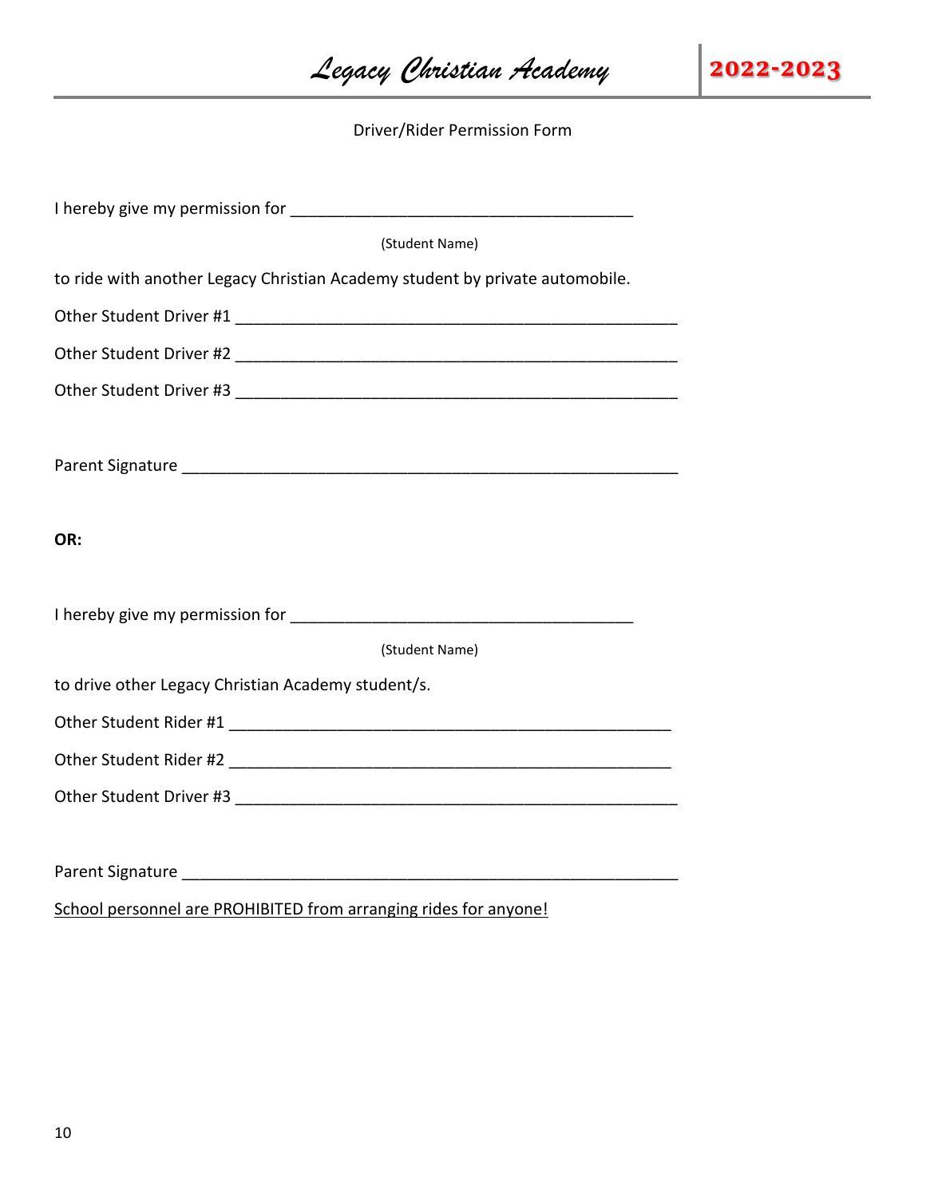Driver/Rider Permission Form

I hereby give my permission for _____________________________________

(Student Name)

to ride with another Legacy Christian Academy student by private automobile.

Other Student Driver #1 ________________________________________________

Other Student Driver #2 ________________________________________________

Other Student Driver #3 ________________________________________________

Parent Signature ______________________________________________________

**OR:**

I hereby give my permission for _____________________________________

(Student Name)

to drive other Legacy Christian Academy student/s.

Other Student Rider #1 ________________________________________________

Other Student Rider #2 ________________________________________________

Other Student Driver #3 ________________________________________________

Parent Signature ______________________________________________________

<u>School personnel are PROHIBITED from arranging rides for anyone!</u>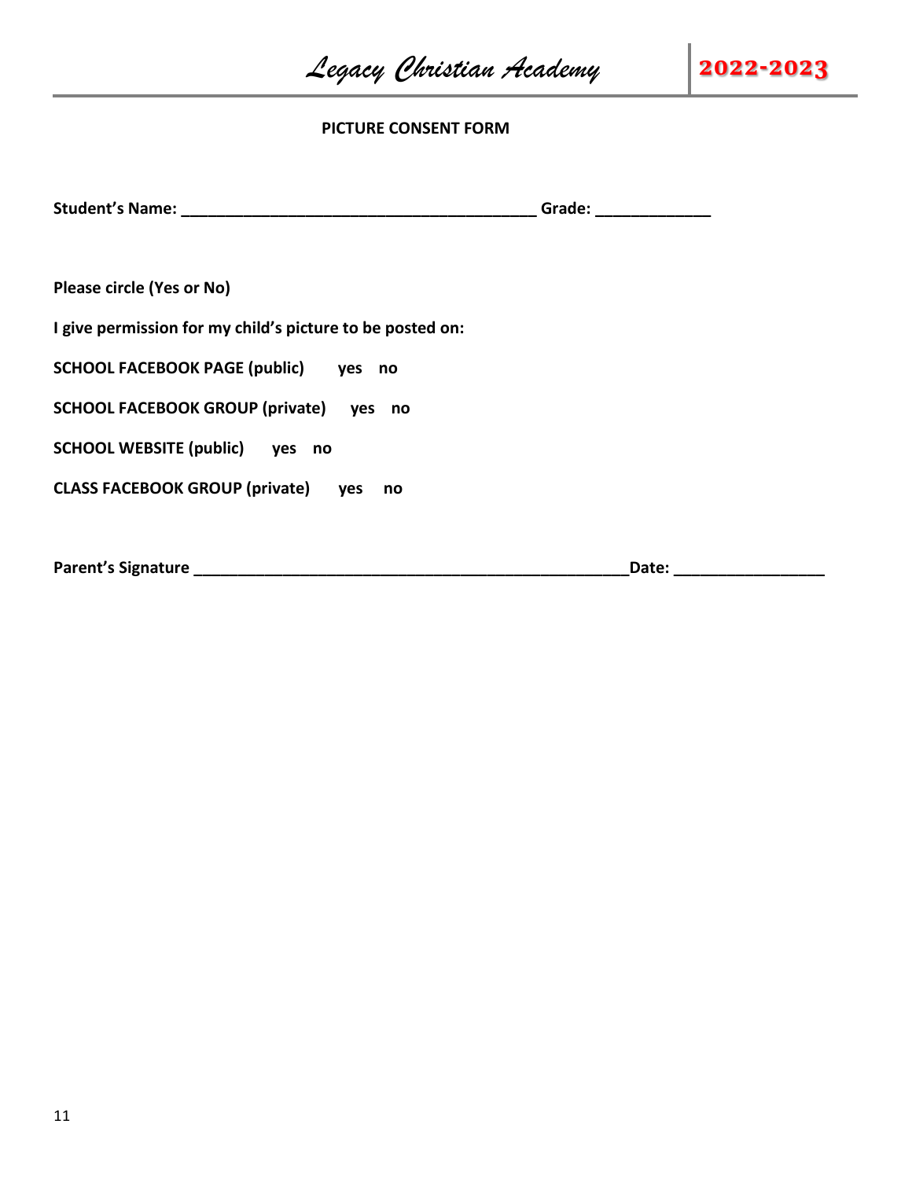## PICTURE CONSENT FORM

**Student's Name: ________________________________________ Grade: _____________**

**Please circle (Yes or No)**

**I give permission for my child's picture to be posted on:**

**SCHOOL FACEBOOK PAGE (public) yes no**

**SCHOOL FACEBOOK GROUP (private) yes no**

**SCHOOL WEBSITE (public) yes no**

**CLASS FACEBOOK GROUP (private) yes no**

**Parent's Signature __________________________________________________Date: _________________**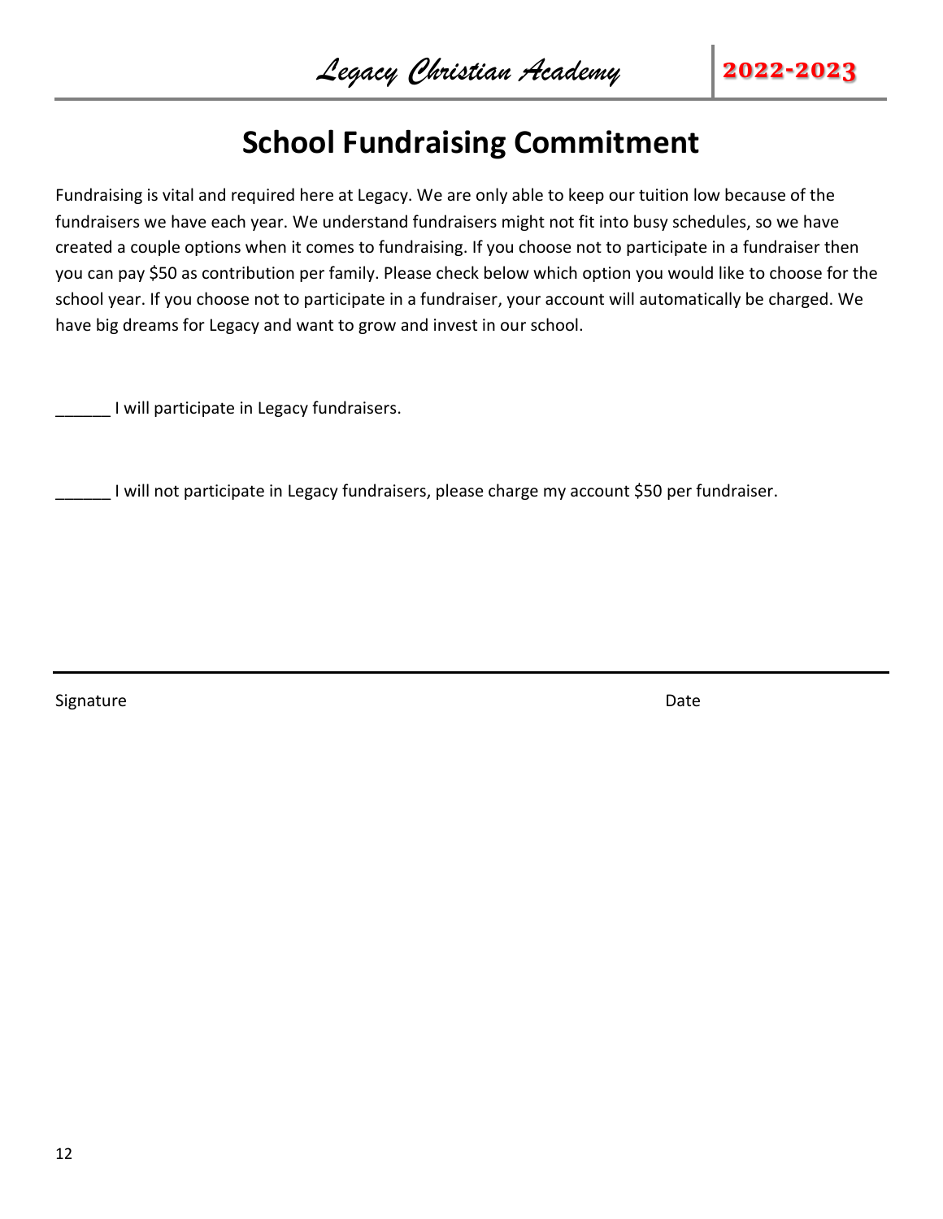# School Fundraising Commitment

Fundraising is vital and required here at Legacy. We are only able to keep our tuition low because of the fundraisers we have each year. We understand fundraisers might not fit into busy schedules, so we have created a couple options when it comes to fundraising. If you choose not to participate in a fundraiser then you can pay $50 as contribution per family. Please check below which option you would like to choose for the school year. If you choose not to participate in a fundraiser, your account will automatically be charged. We have big dreams for Legacy and want to grow and invest in our school.

______ I will participate in Legacy fundraisers.

______ I will not participate in Legacy fundraisers, please charge my account $50 per fundraiser.

Signature Date